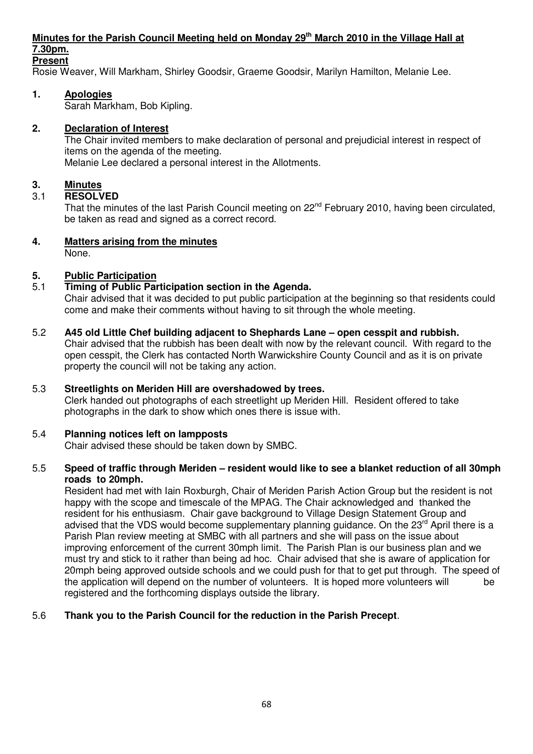## Minutes for the Parish Council Meeting held on Monday 29th March 2010 in the Village Hall at 7.30pm.

**Present**

Rosie Weaver, Will Markham, Shirley Goodsir, Graeme Goodsir, Marilyn Hamilton, Melanie Lee.

### 1. Apologies

Sarah Markham, Bob Kipling.

### 2. Declaration of Interest

The Chair invited members to make declaration of personal and prejudicial interest in respect of items on the agenda of the meeting.

Melanie Lee declared a personal interest in the Allotments.

### 3. Minutes

**3.1 RESOLVED**

That the minutes of the last Parish Council meeting on 22nd February 2010, having been circulated, be taken as read and signed as a correct record.

### 4. Matters arising from the minutes

None.

### 5. Public Participation

**5.1 Timing of Public Participation section in the Agenda.**

Chair advised that it was decided to put public participation at the beginning so that residents could come and make their comments without having to sit through the whole meeting.

**5.2 A45 old Little Chef building adjacent to Shephards Lane – open cesspit and rubbish.**

Chair advised that the rubbish has been dealt with now by the relevant council. With regard to the open cesspit, the Clerk has contacted North Warwickshire County Council and as it is on private property the council will not be taking any action.

**5.3 Streetlights on Meriden Hill are overshadowed by trees.**

Clerk handed out photographs of each streetlight up Meriden Hill. Resident offered to take photographs in the dark to show which ones there is issue with.

**5.4 Planning notices left on lampposts**

Chair advised these should be taken down by SMBC.

**5.5 Speed of traffic through Meriden – resident would like to see a blanket reduction of all 30mph roads to 20mph.**

Resident had met with Iain Roxburgh, Chair of Meriden Parish Action Group but the resident is not happy with the scope and timescale of the MPAG. The Chair acknowledged and thanked the resident for his enthusiasm. Chair gave background to Village Design Statement Group and advised that the VDS would become supplementary planning guidance. On the 23rd April there is a Parish Plan review meeting at SMBC with all partners and she will pass on the issue about improving enforcement of the current 30mph limit. The Parish Plan is our business plan and we must try and stick to it rather than being ad hoc. Chair advised that she is aware of application for 20mph being approved outside schools and we could push for that to get put through. The speed of the application will depend on the number of volunteers. It is hoped more volunteers will be registered and the forthcoming displays outside the library.

**5.6 Thank you to the Parish Council for the reduction in the Parish Precept.**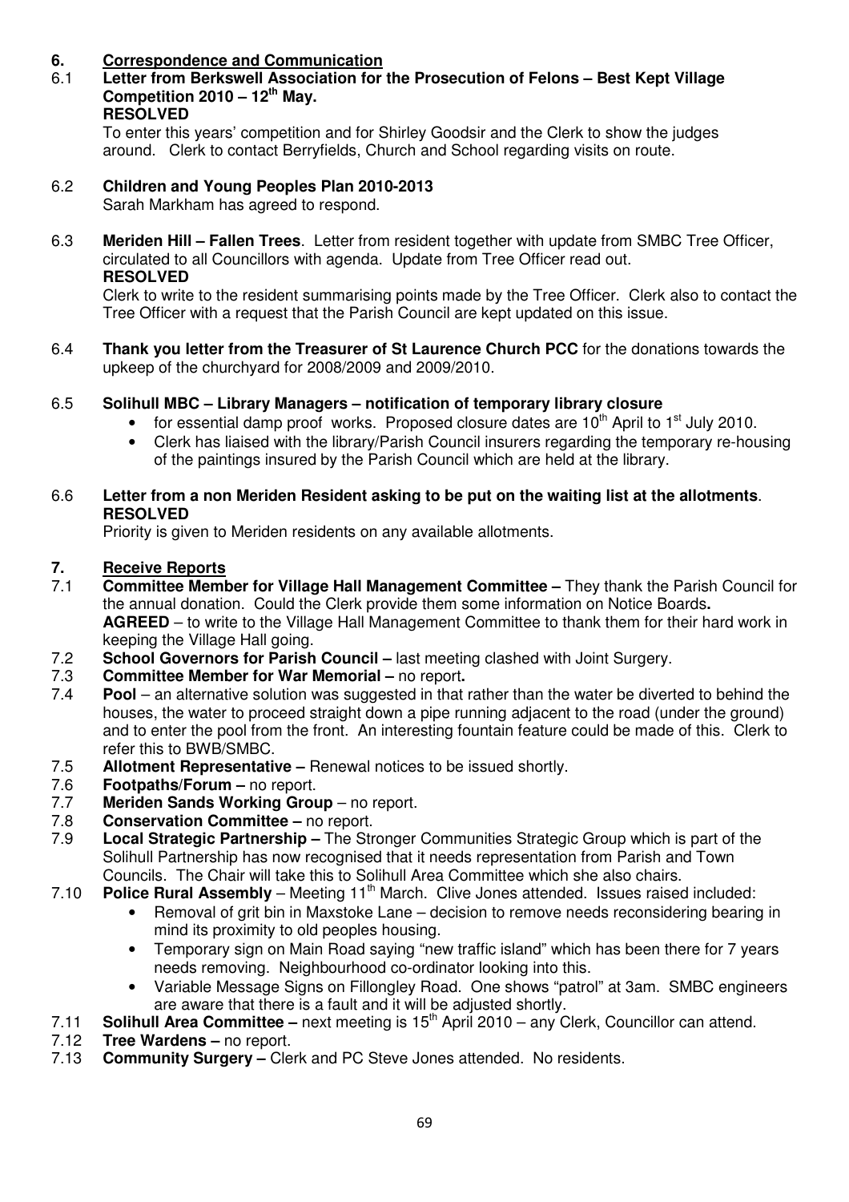## 6. Correspondence and Communication

**6.1 Letter from Berkswell Association for the Prosecution of Felons – Best Kept Village Competition 2010 – 12th May.**
**RESOLVED**
To enter this years' competition and for Shirley Goodsir and the Clerk to show the judges around. Clerk to contact Berryfields, Church and School regarding visits on route.

**6.2 Children and Young Peoples Plan 2010-2013**
Sarah Markham has agreed to respond.

**6.3 Meriden Hill – Fallen Trees**. Letter from resident together with update from SMBC Tree Officer, circulated to all Councillors with agenda. Update from Tree Officer read out.
**RESOLVED**
Clerk to write to the resident summarising points made by the Tree Officer. Clerk also to contact the Tree Officer with a request that the Parish Council are kept updated on this issue.

**6.4 Thank you letter from the Treasurer of St Laurence Church PCC** for the donations towards the upkeep of the churchyard for 2008/2009 and 2009/2010.

**6.5 Solihull MBC – Library Managers – notification of temporary library closure**
- for essential damp proof works. Proposed closure dates are 10th April to 1st July 2010.
- Clerk has liaised with the library/Parish Council insurers regarding the temporary re-housing of the paintings insured by the Parish Council which are held at the library.

**6.6 Letter from a non Meriden Resident asking to be put on the waiting list at the allotments**.
**RESOLVED**
Priority is given to Meriden residents on any available allotments.

## 7. Receive Reports

7.1 **Committee Member for Village Hall Management Committee –** They thank the Parish Council for the annual donation. Could the Clerk provide them some information on Notice Boards**.**
**AGREED** – to write to the Village Hall Management Committee to thank them for their hard work in keeping the Village Hall going.

7.2 **School Governors for Parish Council –** last meeting clashed with Joint Surgery.

7.3 **Committee Member for War Memorial –** no report**.**

7.4 **Pool** – an alternative solution was suggested in that rather than the water be diverted to behind the houses, the water to proceed straight down a pipe running adjacent to the road (under the ground) and to enter the pool from the front. An interesting fountain feature could be made of this. Clerk to refer this to BWB/SMBC.

7.5 **Allotment Representative –** Renewal notices to be issued shortly.

7.6 **Footpaths/Forum –** no report.

7.7 **Meriden Sands Working Group** – no report.

7.8 **Conservation Committee –** no report.

7.9 **Local Strategic Partnership –** The Stronger Communities Strategic Group which is part of the Solihull Partnership has now recognised that it needs representation from Parish and Town Councils. The Chair will take this to Solihull Area Committee which she also chairs.

7.10 **Police Rural Assembly** – Meeting 11th March. Clive Jones attended. Issues raised included:
- Removal of grit bin in Maxstoke Lane – decision to remove needs reconsidering bearing in mind its proximity to old peoples housing.
- Temporary sign on Main Road saying "new traffic island" which has been there for 7 years needs removing. Neighbourhood co-ordinator looking into this.
- Variable Message Signs on Fillongley Road. One shows "patrol" at 3am. SMBC engineers are aware that there is a fault and it will be adjusted shortly.

7.11 **Solihull Area Committee –** next meeting is 15th April 2010 – any Clerk, Councillor can attend.

7.12 **Tree Wardens –** no report.

7.13 **Community Surgery –** Clerk and PC Steve Jones attended. No residents.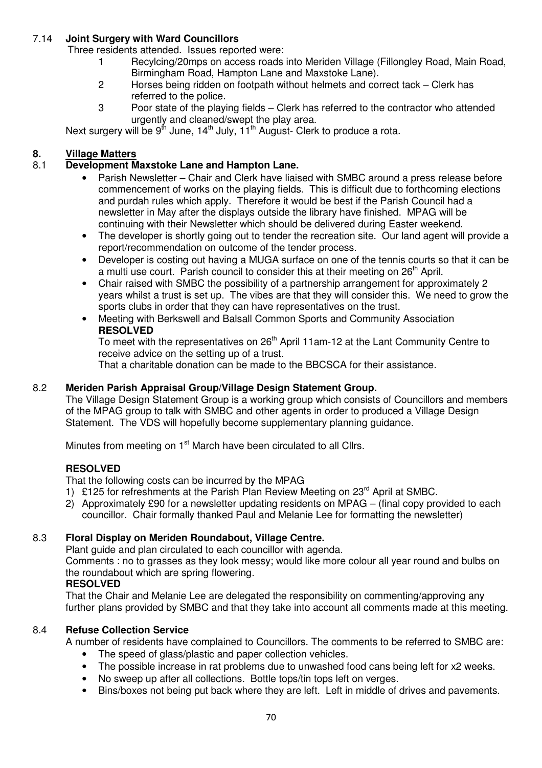7.14 **Joint Surgery with Ward Councillors**

Three residents attended. Issues reported were:

1. Recylcing/20mps on access roads into Meriden Village (Fillongley Road, Main Road, Birmingham Road, Hampton Lane and Maxstoke Lane).
2. Horses being ridden on footpath without helmets and correct tack – Clerk has referred to the police.
3. Poor state of the playing fields – Clerk has referred to the contractor who attended urgently and cleaned/swept the play area.

Next surgery will be 9th June, 14th July, 11th August- Clerk to produce a rota.

## 8. Village Matters

### 8.1 Development Maxstoke Lane and Hampton Lane.

- Parish Newsletter – Chair and Clerk have liaised with SMBC around a press release before commencement of works on the playing fields. This is difficult due to forthcoming elections and purdah rules which apply. Therefore it would be best if the Parish Council had a newsletter in May after the displays outside the library have finished. MPAG will be continuing with their Newsletter which should be delivered during Easter weekend.
- The developer is shortly going out to tender the recreation site. Our land agent will provide a report/recommendation on outcome of the tender process.
- Developer is costing out having a MUGA surface on one of the tennis courts so that it can be a multi use court. Parish council to consider this at their meeting on 26th April.
- Chair raised with SMBC the possibility of a partnership arrangement for approximately 2 years whilst a trust is set up. The vibes are that they will consider this. We need to grow the sports clubs in order that they can have representatives on the trust.
- Meeting with Berkswell and Balsall Common Sports and Community Association

  **RESOLVED**

  To meet with the representatives on 26th April 11am-12 at the Lant Community Centre to receive advice on the setting up of a trust.

  That a charitable donation can be made to the BBCSCA for their assistance.

### 8.2 Meriden Parish Appraisal Group/Village Design Statement Group.

The Village Design Statement Group is a working group which consists of Councillors and members of the MPAG group to talk with SMBC and other agents in order to produced a Village Design Statement. The VDS will hopefully become supplementary planning guidance.

Minutes from meeting on 1st March have been circulated to all Cllrs.

**RESOLVED**

That the following costs can be incurred by the MPAG

1) £125 for refreshments at the Parish Plan Review Meeting on 23rd April at SMBC.
2) Approximately £90 for a newsletter updating residents on MPAG – (final copy provided to each councillor. Chair formally thanked Paul and Melanie Lee for formatting the newsletter)

### 8.3 Floral Display on Meriden Roundabout, Village Centre.

Plant guide and plan circulated to each councillor with agenda.

Comments : no to grasses as they look messy; would like more colour all year round and bulbs on the roundabout which are spring flowering.

**RESOLVED**

That the Chair and Melanie Lee are delegated the responsibility on commenting/approving any further plans provided by SMBC and that they take into account all comments made at this meeting.

### 8.4 Refuse Collection Service

A number of residents have complained to Councillors. The comments to be referred to SMBC are:

- The speed of glass/plastic and paper collection vehicles.
- The possible increase in rat problems due to unwashed food cans being left for x2 weeks.
- No sweep up after all collections. Bottle tops/tin tops left on verges.
- Bins/boxes not being put back where they are left. Left in middle of drives and pavements.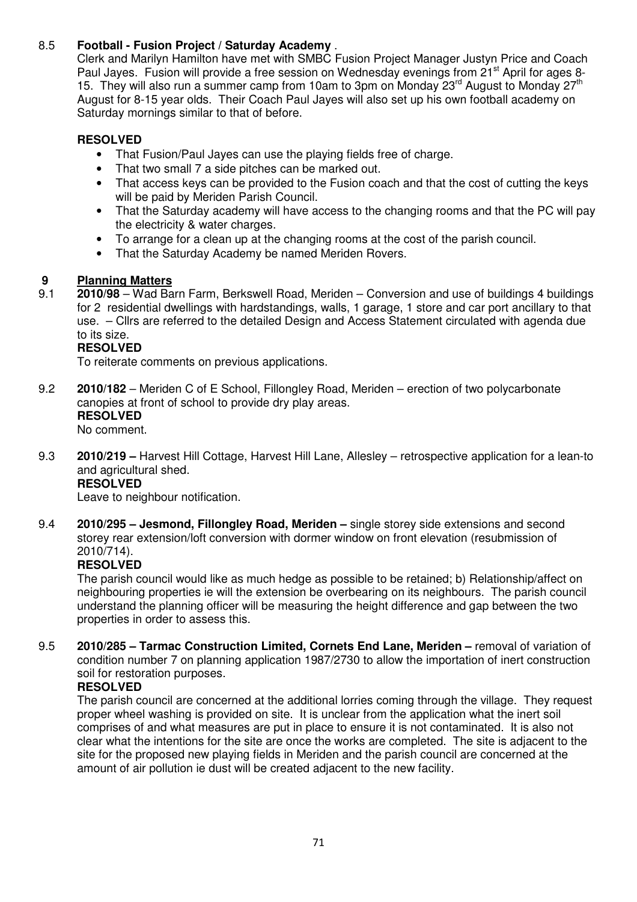8.5 **Football - Fusion Project / Saturday Academy** .

Clerk and Marilyn Hamilton have met with SMBC Fusion Project Manager Justyn Price and Coach Paul Jayes. Fusion will provide a free session on Wednesday evenings from 21st April for ages 8-15. They will also run a summer camp from 10am to 3pm on Monday 23rd August to Monday 27th August for 8-15 year olds. Their Coach Paul Jayes will also set up his own football academy on Saturday mornings similar to that of before.

**RESOLVED**

- That Fusion/Paul Jayes can use the playing fields free of charge.
- That two small 7 a side pitches can be marked out.
- That access keys can be provided to the Fusion coach and that the cost of cutting the keys will be paid by Meriden Parish Council.
- That the Saturday academy will have access to the changing rooms and that the PC will pay the electricity & water charges.
- To arrange for a clean up at the changing rooms at the cost of the parish council.
- That the Saturday Academy be named Meriden Rovers.

## 9 Planning Matters

9.1 **2010/98** – Wad Barn Farm, Berkswell Road, Meriden – Conversion and use of buildings 4 buildings for 2 residential dwellings with hardstandings, walls, 1 garage, 1 store and car port ancillary to that use. – Cllrs are referred to the detailed Design and Access Statement circulated with agenda due to its size.

**RESOLVED**

To reiterate comments on previous applications.

9.2 **2010/182** – Meriden C of E School, Fillongley Road, Meriden – erection of two polycarbonate canopies at front of school to provide dry play areas.

**RESOLVED**

No comment.

9.3 **2010/219 –** Harvest Hill Cottage, Harvest Hill Lane, Allesley – retrospective application for a lean-to and agricultural shed.

**RESOLVED**

Leave to neighbour notification.

9.4 **2010/295 – Jesmond, Fillongley Road, Meriden –** single storey side extensions and second storey rear extension/loft conversion with dormer window on front elevation (resubmission of 2010/714).

**RESOLVED**

The parish council would like as much hedge as possible to be retained; b) Relationship/affect on neighbouring properties ie will the extension be overbearing on its neighbours. The parish council understand the planning officer will be measuring the height difference and gap between the two properties in order to assess this.

9.5 **2010/285 – Tarmac Construction Limited, Cornets End Lane, Meriden –** removal of variation of condition number 7 on planning application 1987/2730 to allow the importation of inert construction soil for restoration purposes.

**RESOLVED**

The parish council are concerned at the additional lorries coming through the village. They request proper wheel washing is provided on site. It is unclear from the application what the inert soil comprises of and what measures are put in place to ensure it is not contaminated. It is also not clear what the intentions for the site are once the works are completed. The site is adjacent to the site for the proposed new playing fields in Meriden and the parish council are concerned at the amount of air pollution ie dust will be created adjacent to the new facility.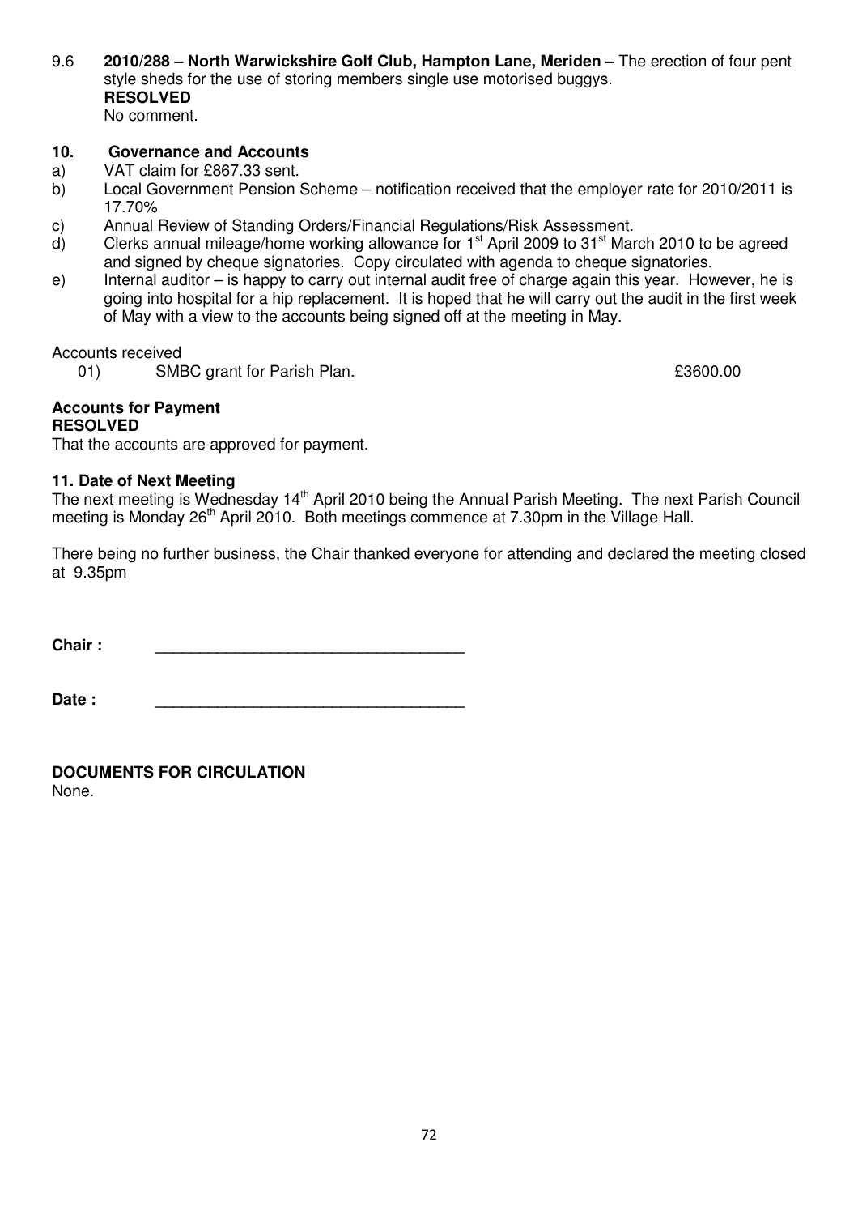9.6 **2010/288 – North Warwickshire Golf Club, Hampton Lane, Meriden –** The erection of four pent style sheds for the use of storing members single use motorised buggys.
**RESOLVED**
No comment.

## 10. Governance and Accounts

a) VAT claim for £867.33 sent.
b) Local Government Pension Scheme – notification received that the employer rate for 2010/2011 is 17.70%
c) Annual Review of Standing Orders/Financial Regulations/Risk Assessment.
d) Clerks annual mileage/home working allowance for 1st April 2009 to 31st March 2010 to be agreed and signed by cheque signatories. Copy circulated with agenda to cheque signatories.
e) Internal auditor – is happy to carry out internal audit free of charge again this year. However, he is going into hospital for a hip replacement. It is hoped that he will carry out the audit in the first week of May with a view to the accounts being signed off at the meeting in May.

Accounts received

| | | |
|---|---|---|
| 01) | SMBC grant for Parish Plan. | £3600.00 |

**Accounts for Payment**
**RESOLVED**
That the accounts are approved for payment.

## 11. Date of Next Meeting

The next meeting is Wednesday 14th April 2010 being the Annual Parish Meeting. The next Parish Council meeting is Monday 26th April 2010. Both meetings commence at 7.30pm in the Village Hall.

There being no further business, the Chair thanked everyone for attending and declared the meeting closed at 9.35pm

**Chair :** ___________________________________

**Date :** ___________________________________

**DOCUMENTS FOR CIRCULATION**
None.